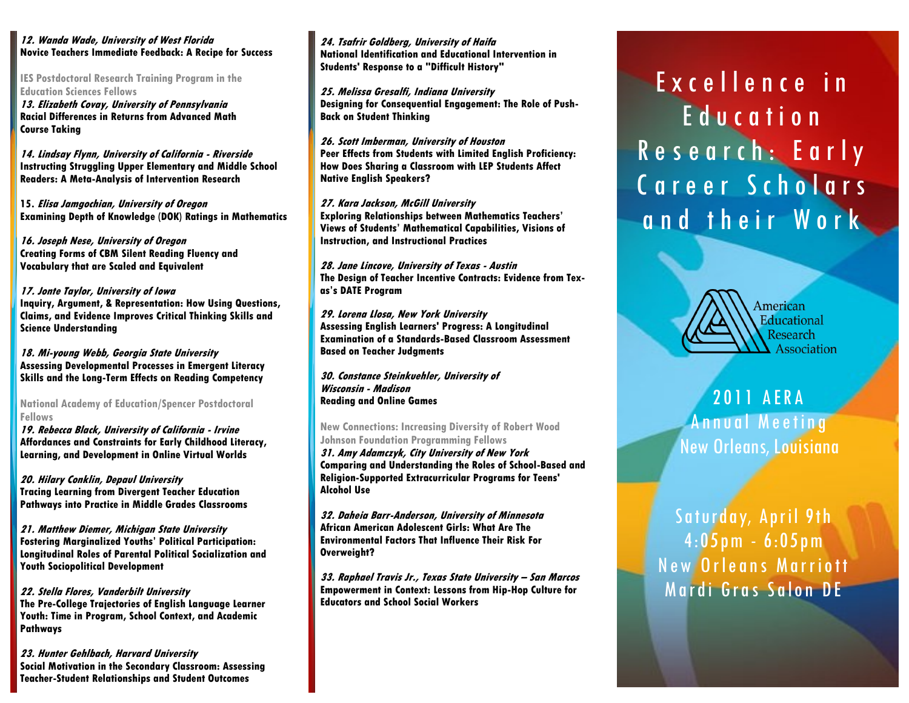***12. Wanda Wade, University of West Florida***
**Novice Teachers Immediate Feedback: A Recipe for Success**

IES Postdoctoral Research Training Program in the Education Sciences Fellows

***13. Elizabeth Covay, University of Pennsylvania***
**Racial Differences in Returns from Advanced Math Course Taking**

***14. Lindsay Flynn, University of California - Riverside***
**Instructing Struggling Upper Elementary and Middle School Readers: A Meta-Analysis of Intervention Research**

**15. *Elisa Jamgochian, University of Oregon***
**Examining Depth of Knowledge (DOK) Ratings in Mathematics**

***16. Joseph Nese, University of Oregon***
**Creating Forms of CBM Silent Reading Fluency and Vocabulary that are Scaled and Equivalent**

***17. Jonte Taylor, University of Iowa***
**Inquiry, Argument, & Representation: How Using Questions, Claims, and Evidence Improves Critical Thinking Skills and Science Understanding**

***18. Mi-young Webb, Georgia State University***
**Assessing Developmental Processes in Emergent Literacy Skills and the Long-Term Effects on Reading Competency**

National Academy of Education/Spencer Postdoctoral Fellows

***19. Rebecca Black, University of California - Irvine***
**Affordances and Constraints for Early Childhood Literacy, Learning, and Development in Online Virtual Worlds**

***20. Hilary Conklin, Depaul University***
**Tracing Learning from Divergent Teacher Education Pathways into Practice in Middle Grades Classrooms**

***21. Matthew Diemer, Michigan State University***
**Fostering Marginalized Youths' Political Participation: Longitudinal Roles of Parental Political Socialization and Youth Sociopolitical Development**

***22. Stella Flores, Vanderbilt University***
**The Pre-College Trajectories of English Language Learner Youth: Time in Program, School Context, and Academic Pathways**

***23. Hunter Gehlbach, Harvard University***
**Social Motivation in the Secondary Classroom: Assessing Teacher-Student Relationships and Student Outcomes**

***24. Tsafrir Goldberg, University of Haifa***
**National Identification and Educational Intervention in Students' Response to a "Difficult History"**

***25. Melissa Gresalfi, Indiana University***
**Designing for Consequential Engagement: The Role of Push-Back on Student Thinking**

***26. Scott Imberman, University of Houston***
**Peer Effects from Students with Limited English Proficiency: How Does Sharing a Classroom with LEP Students Affect Native English Speakers?**

***27. Kara Jackson, McGill University***
**Exploring Relationships between Mathematics Teachers' Views of Students' Mathematical Capabilities, Visions of Instruction, and Instructional Practices**

***28. Jane Lincove, University of Texas - Austin***
**The Design of Teacher Incentive Contracts: Evidence from Texas's DATE Program**

***29. Lorena Llosa, New York University***
**Assessing English Learners' Progress: A Longitudinal Examination of a Standards-Based Classroom Assessment Based on Teacher Judgments**

***30. Constance Steinkuehler, University of Wisconsin - Madison***
**Reading and Online Games**

New Connections: Increasing Diversity of Robert Wood Johnson Foundation Programming Fellows

***31. Amy Adamczyk, City University of New York***
**Comparing and Understanding the Roles of School-Based and Religion-Supported Extracurricular Programs for Teens' Alcohol Use**

***32. Daheia Barr-Anderson, University of Minnesota***
**African American Adolescent Girls: What Are The Environmental Factors That Influence Their Risk For Overweight?**

***33. Raphael Travis Jr., Texas State University – San Marcos***
**Empowerment in Context: Lessons from Hip-Hop Culture for Educators and School Social Workers**

# Excellence in Education Research: Early Career Scholars and their Work

American Educational Research Association

2011 AERA
Annual Meeting
New Orleans, Louisiana

Saturday, April 9th
4:05pm - 6:05pm
New Orleans Marriott
Mardi Gras Salon DE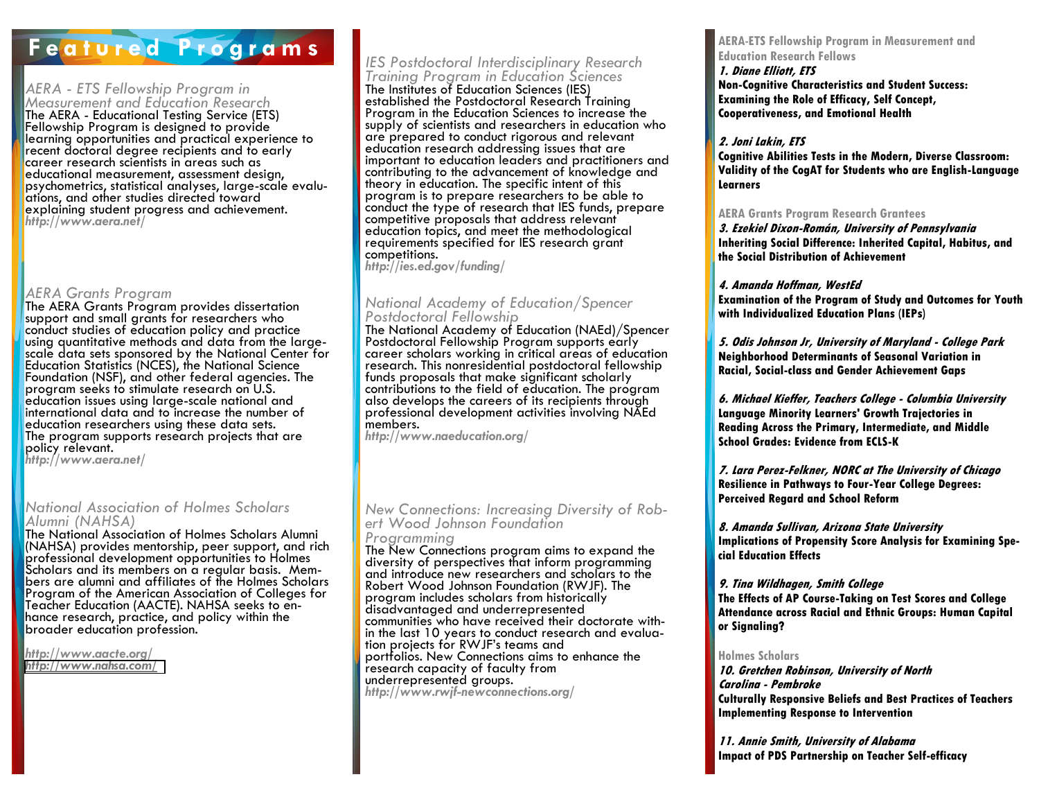# Featured Programs

### AERA - ETS Fellowship Program in Measurement and Education Research

The AERA - Educational Testing Service (ETS) Fellowship Program is designed to provide learning opportunities and practical experience to recent doctoral degree recipients and to early career research scientists in areas such as educational measurement, assessment design, psychometrics, statistical analyses, large-scale evaluations, and other studies directed toward explaining student progress and achievement.
***http://www.aera.net/***

### AERA Grants Program

The AERA Grants Program provides dissertation support and small grants for researchers who conduct studies of education policy and practice using quantitative methods and data from the large-scale data sets sponsored by the National Center for Education Statistics (NCES), the National Science Foundation (NSF), and other federal agencies. The program seeks to stimulate research on U.S. education issues using large-scale national and international data and to increase the number of education researchers using these data sets.
The program supports research projects that are policy relevant.
***http://www.aera.net/***

### National Association of Holmes Scholars Alumni (NAHSA)

The National Association of Holmes Scholars Alumni (NAHSA) provides mentorship, peer support, and rich professional development opportunities to Holmes Scholars and its members on a regular basis. Members are alumni and affiliates of the Holmes Scholars Program of the American Association of Colleges for Teacher Education (AACTE). NAHSA seeks to enhance research, practice, and policy within the broader education profession.

***http://www.aacte.org/***
***http://www.nahsa.com/***

### IES Postdoctoral Interdisciplinary Research Training Program in Education Sciences

The Institutes of Education Sciences (IES) established the Postdoctoral Research Training Program in the Education Sciences to increase the supply of scientists and researchers in education who are prepared to conduct rigorous and relevant education research addressing issues that are important to education leaders and practitioners and contributing to the advancement of knowledge and theory in education. The specific intent of this program is to prepare researchers to be able to conduct the type of research that IES funds, prepare competitive proposals that address relevant education topics, and meet the methodological requirements specified for IES research grant competitions.
***http://ies.ed.gov/funding/***

### National Academy of Education/Spencer Postdoctoral Fellowship

The National Academy of Education (NAEd)/Spencer Postdoctoral Fellowship Program supports early career scholars working in critical areas of education research. This nonresidential postdoctoral fellowship funds proposals that make significant scholarly contributions to the field of education. The program also develops the careers of its recipients through professional development activities involving NAEd members.
***http://www.naeducation.org/***

### New Connections: Increasing Diversity of Robert Wood Johnson Foundation Programming

The New Connections program aims to expand the diversity of perspectives that inform programming and introduce new researchers and scholars to the Robert Wood Johnson Foundation (RWJF). The program includes scholars from historically disadvantaged and underrepresented communities who have received their doctorate within the last 10 years to conduct research and evaluation projects for RWJF's teams and portfolios. New Connections aims to enhance the research capacity of faculty from underrepresented groups.
***http://www.rwjf-newconnections.org/***

### AERA-ETS Fellowship Program in Measurement and Education Research Fellows

***1. Diane Elliott, ETS***
**Non-Cognitive Characteristics and Student Success: Examining the Role of Efficacy, Self Concept, Cooperativeness, and Emotional Health**

***2. Joni Lakin, ETS***
**Cognitive Abilities Tests in the Modern, Diverse Classroom: Validity of the CogAT for Students who are English-Language Learners**

### AERA Grants Program Research Grantees

***3. Ezekiel Dixon-Román, University of Pennsylvania***
**Inheriting Social Difference: Inherited Capital, Habitus, and the Social Distribution of Achievement**

***4. Amanda Hoffman, WestEd***
**Examination of the Program of Study and Outcomes for Youth with Individualized Education Plans (IEPs)**

***5. Odis Johnson Jr, University of Maryland - College Park***
**Neighborhood Determinants of Seasonal Variation in Racial, Social-class and Gender Achievement Gaps**

***6. Michael Kieffer, Teachers College - Columbia University***
**Language Minority Learners' Growth Trajectories in Reading Across the Primary, Intermediate, and Middle School Grades: Evidence from ECLS-K**

***7. Lara Perez-Felkner, NORC at The University of Chicago***
**Resilience in Pathways to Four-Year College Degrees: Perceived Regard and School Reform**

***8. Amanda Sullivan, Arizona State University***
**Implications of Propensity Score Analysis for Examining Special Education Effects**

***9. Tina Wildhagen, Smith College***
**The Effects of AP Course-Taking on Test Scores and College Attendance across Racial and Ethnic Groups: Human Capital or Signaling?**

### Holmes Scholars

***10. Gretchen Robinson, University of North Carolina - Pembroke***
**Culturally Responsive Beliefs and Best Practices of Teachers Implementing Response to Intervention**

***11. Annie Smith, University of Alabama***
**Impact of PDS Partnership on Teacher Self-efficacy**